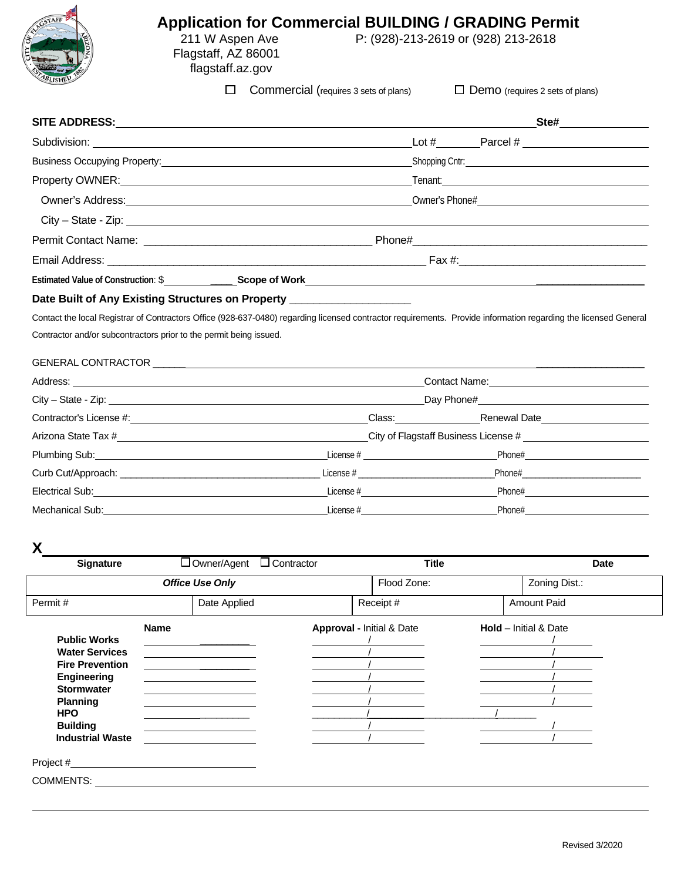# Application for Commercial BUILDING / GRADING Permit

211 W Aspen Ave
Flagstaff, AZ 86001
flagstaff.az.gov

P: (928)-213-2619 or (928) 213-2618

☐ Commercial (requires 3 sets of plans) ☐ Demo (requires 2 sets of plans)

**SITE ADDRESS:** ______________________________ **Ste#** __________

Subdivision: ______________________________ Lot # ________ Parcel # __________

Business Occupying Property: ______________________________ Shopping Cntr: __________

Property OWNER: ______________________________ Tenant: __________

Owner's Address: ______________________________ Owner's Phone# __________

City – State - Zip: ______________________________

Permit Contact Name: ______________________________ Phone# __________

Email Address: ______________________________ Fax #: __________

**Estimated Value of Construction**: $__________ **Scope of Work** ______________________________

**Date Built of Any Existing Structures on Property** __________

Contact the local Registrar of Contractors Office (928-637-0480) regarding licensed contractor requirements. Provide information regarding the licensed General Contractor and/or subcontractors prior to the permit being issued.

GENERAL CONTRACTOR ______________________________

Address: ______________________________ Contact Name: __________

City – State - Zip: ______________________________ Day Phone# __________

Contractor's License #: ______________________________ Class: __________ Renewal Date __________

Arizona State Tax # ______________________________ City of Flagstaff Business License # __________

Plumbing Sub: ______________________________ License # __________ Phone# __________

Curb Cut/Approach: ______________________________ License # __________ Phone# __________

Electrical Sub: ______________________________ License # __________ Phone# __________

Mechanical Sub: ______________________________ License # __________ Phone# __________

**X** ______________________________

**Signature** ☐ Owner/Agent ☐ Contractor **Title** **Date**

| ***Office Use Only*** | | Flood Zone: | Zoning Dist.: |
|---|---|---|---|
| Permit # | Date Applied | Receipt # | Amount Paid |

| | **Name** | **Approval** - Initial & Date | **Hold** – Initial & Date |
|---|---|---|---|
| **Public Works** | | / | / |
| **Water Services** | | / | / |
| **Fire Prevention** | | / | / |
| **Engineering** | | / | / |
| **Stormwater** | | / | / |
| **Planning** | | / | / |
| **HPO** | | / | / |
| **Building** | | / | / |
| **Industrial Waste** | | / | / |

Project # ______________________________

COMMENTS: ______________________________

Revised 3/2020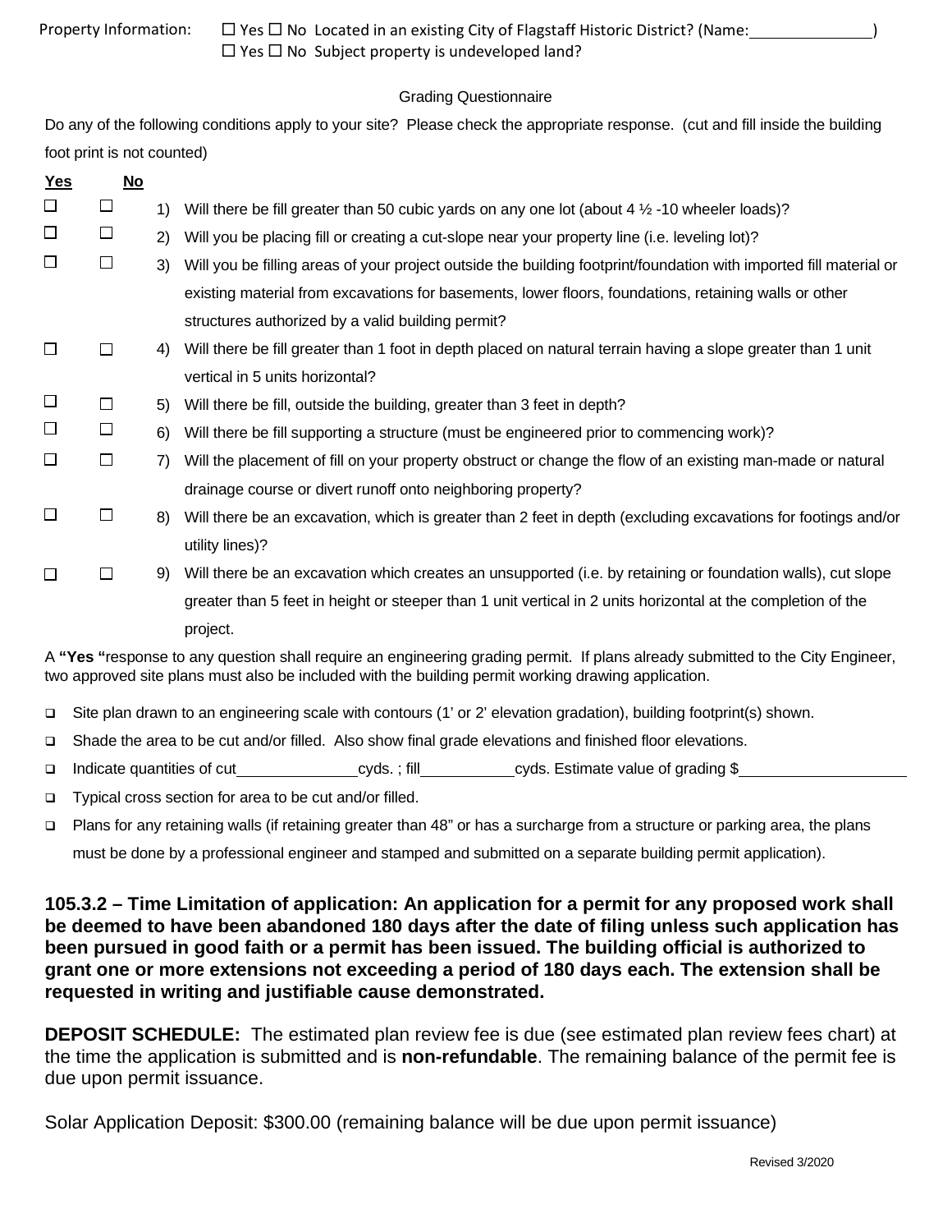Property Information: ☐ Yes ☐ No Located in an existing City of Flagstaff Historic District? (Name: \_\_\_\_\_\_\_\_\_\_\_\_\_\_)
☐ Yes ☐ No Subject property is undeveloped land?

Grading Questionnaire

Do any of the following conditions apply to your site? Please check the appropriate response. (cut and fill inside the building foot print is not counted)

| Yes | No | | |
|---|---|---|---|
| ☐ | ☐ | 1) | Will there be fill greater than 50 cubic yards on any one lot (about 4 ½ -10 wheeler loads)? |
| ☐ | ☐ | 2) | Will you be placing fill or creating a cut-slope near your property line (i.e. leveling lot)? |
| ☐ | ☐ | 3) | Will you be filling areas of your project outside the building footprint/foundation with imported fill material or existing material from excavations for basements, lower floors, foundations, retaining walls or other structures authorized by a valid building permit? |
| ☐ | ☐ | 4) | Will there be fill greater than 1 foot in depth placed on natural terrain having a slope greater than 1 unit vertical in 5 units horizontal? |
| ☐ | ☐ | 5) | Will there be fill, outside the building, greater than 3 feet in depth? |
| ☐ | ☐ | 6) | Will there be fill supporting a structure (must be engineered prior to commencing work)? |
| ☐ | ☐ | 7) | Will the placement of fill on your property obstruct or change the flow of an existing man-made or natural drainage course or divert runoff onto neighboring property? |
| ☐ | ☐ | 8) | Will there be an excavation, which is greater than 2 feet in depth (excluding excavations for footings and/or utility lines)? |
| ☐ | ☐ | 9) | Will there be an excavation which creates an unsupported (i.e. by retaining or foundation walls), cut slope greater than 5 feet in height or steeper than 1 unit vertical in 2 units horizontal at the completion of the project. |

A **"Yes "**response to any question shall require an engineering grading permit. If plans already submitted to the City Engineer, two approved site plans must also be included with the building permit working drawing application.

- ☐ Site plan drawn to an engineering scale with contours (1' or 2' elevation gradation), building footprint(s) shown.
- ☐ Shade the area to be cut and/or filled. Also show final grade elevations and finished floor elevations.
- ☐ Indicate quantities of cut \_\_\_\_\_\_\_\_\_\_\_\_\_\_ cyds. ; fill \_\_\_\_\_\_\_\_\_\_\_ cyds. Estimate value of grading $ \_\_\_\_\_\_\_\_\_\_\_\_\_\_\_\_\_\_\_\_
- ☐ Typical cross section for area to be cut and/or filled.
- ☐ Plans for any retaining walls (if retaining greater than 48" or has a surcharge from a structure or parking area, the plans must be done by a professional engineer and stamped and submitted on a separate building permit application).

**105.3.2 – Time Limitation of application: An application for a permit for any proposed work shall be deemed to have been abandoned 180 days after the date of filing unless such application has been pursued in good faith or a permit has been issued. The building official is authorized to grant one or more extensions not exceeding a period of 180 days each. The extension shall be requested in writing and justifiable cause demonstrated.**

**DEPOSIT SCHEDULE:** The estimated plan review fee is due (see estimated plan review fees chart) at the time the application is submitted and is **non-refundable**. The remaining balance of the permit fee is due upon permit issuance.

Solar Application Deposit: $300.00 (remaining balance will be due upon permit issuance)

Revised 3/2020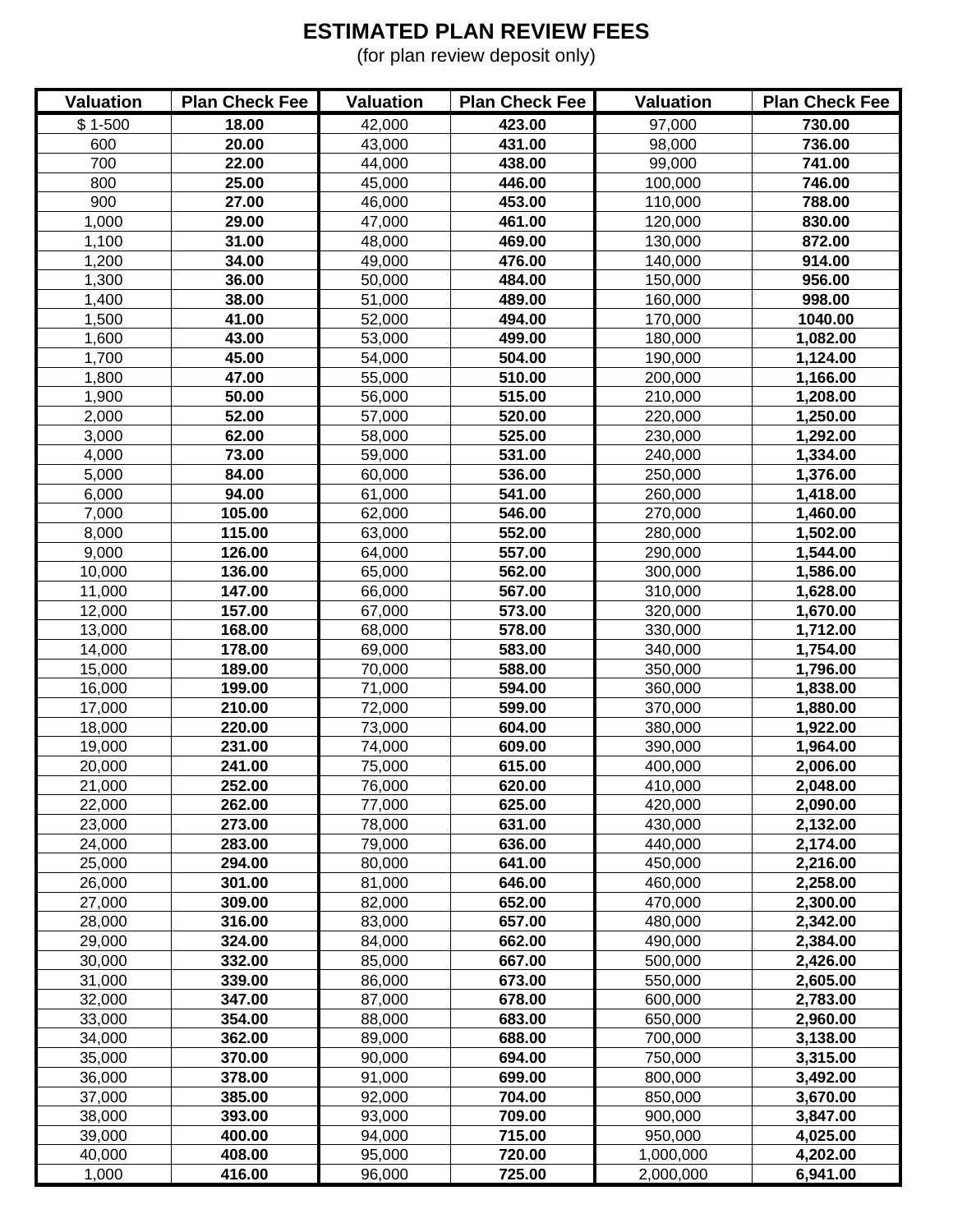# ESTIMATED PLAN REVIEW FEES

(for plan review deposit only)

| Valuation | Plan Check Fee | Valuation | Plan Check Fee | Valuation | Plan Check Fee |
|---|---|---|---|---|---|
| $ 1-500 | **18.00** | 42,000 | **423.00** | 97,000 | **730.00** |
| 600 | **20.00** | 43,000 | **431.00** | 98,000 | **736.00** |
| 700 | **22.00** | 44,000 | **438.00** | 99,000 | **741.00** |
| 800 | **25.00** | 45,000 | **446.00** | 100,000 | **746.00** |
| 900 | **27.00** | 46,000 | **453.00** | 110,000 | **788.00** |
| 1,000 | **29.00** | 47,000 | **461.00** | 120,000 | **830.00** |
| 1,100 | **31.00** | 48,000 | **469.00** | 130,000 | **872.00** |
| 1,200 | **34.00** | 49,000 | **476.00** | 140,000 | **914.00** |
| 1,300 | **36.00** | 50,000 | **484.00** | 150,000 | **956.00** |
| 1,400 | **38.00** | 51,000 | **489.00** | 160,000 | **998.00** |
| 1,500 | **41.00** | 52,000 | **494.00** | 170,000 | **1040.00** |
| 1,600 | **43.00** | 53,000 | **499.00** | 180,000 | **1,082.00** |
| 1,700 | **45.00** | 54,000 | **504.00** | 190,000 | **1,124.00** |
| 1,800 | **47.00** | 55,000 | **510.00** | 200,000 | **1,166.00** |
| 1,900 | **50.00** | 56,000 | **515.00** | 210,000 | **1,208.00** |
| 2,000 | **52.00** | 57,000 | **520.00** | 220,000 | **1,250.00** |
| 3,000 | **62.00** | 58,000 | **525.00** | 230,000 | **1,292.00** |
| 4,000 | **73.00** | 59,000 | **531.00** | 240,000 | **1,334.00** |
| 5,000 | **84.00** | 60,000 | **536.00** | 250,000 | **1,376.00** |
| 6,000 | **94.00** | 61,000 | **541.00** | 260,000 | **1,418.00** |
| 7,000 | **105.00** | 62,000 | **546.00** | 270,000 | **1,460.00** |
| 8,000 | **115.00** | 63,000 | **552.00** | 280,000 | **1,502.00** |
| 9,000 | **126.00** | 64,000 | **557.00** | 290,000 | **1,544.00** |
| 10,000 | **136.00** | 65,000 | **562.00** | 300,000 | **1,586.00** |
| 11,000 | **147.00** | 66,000 | **567.00** | 310,000 | **1,628.00** |
| 12,000 | **157.00** | 67,000 | **573.00** | 320,000 | **1,670.00** |
| 13,000 | **168.00** | 68,000 | **578.00** | 330,000 | **1,712.00** |
| 14,000 | **178.00** | 69,000 | **583.00** | 340,000 | **1,754.00** |
| 15,000 | **189.00** | 70,000 | **588.00** | 350,000 | **1,796.00** |
| 16,000 | **199.00** | 71,000 | **594.00** | 360,000 | **1,838.00** |
| 17,000 | **210.00** | 72,000 | **599.00** | 370,000 | **1,880.00** |
| 18,000 | **220.00** | 73,000 | **604.00** | 380,000 | **1,922.00** |
| 19,000 | **231.00** | 74,000 | **609.00** | 390,000 | **1,964.00** |
| 20,000 | **241.00** | 75,000 | **615.00** | 400,000 | **2,006.00** |
| 21,000 | **252.00** | 76,000 | **620.00** | 410,000 | **2,048.00** |
| 22,000 | **262.00** | 77,000 | **625.00** | 420,000 | **2,090.00** |
| 23,000 | **273.00** | 78,000 | **631.00** | 430,000 | **2,132.00** |
| 24,000 | **283.00** | 79,000 | **636.00** | 440,000 | **2,174.00** |
| 25,000 | **294.00** | 80,000 | **641.00** | 450,000 | **2,216.00** |
| 26,000 | **301.00** | 81,000 | **646.00** | 460,000 | **2,258.00** |
| 27,000 | **309.00** | 82,000 | **652.00** | 470,000 | **2,300.00** |
| 28,000 | **316.00** | 83,000 | **657.00** | 480,000 | **2,342.00** |
| 29,000 | **324.00** | 84,000 | **662.00** | 490,000 | **2,384.00** |
| 30,000 | **332.00** | 85,000 | **667.00** | 500,000 | **2,426.00** |
| 31,000 | **339.00** | 86,000 | **673.00** | 550,000 | **2,605.00** |
| 32,000 | **347.00** | 87,000 | **678.00** | 600,000 | **2,783.00** |
| 33,000 | **354.00** | 88,000 | **683.00** | 650,000 | **2,960.00** |
| 34,000 | **362.00** | 89,000 | **688.00** | 700,000 | **3,138.00** |
| 35,000 | **370.00** | 90,000 | **694.00** | 750,000 | **3,315.00** |
| 36,000 | **378.00** | 91,000 | **699.00** | 800,000 | **3,492.00** |
| 37,000 | **385.00** | 92,000 | **704.00** | 850,000 | **3,670.00** |
| 38,000 | **393.00** | 93,000 | **709.00** | 900,000 | **3,847.00** |
| 39,000 | **400.00** | 94,000 | **715.00** | 950,000 | **4,025.00** |
| 40,000 | **408.00** | 95,000 | **720.00** | 1,000,000 | **4,202.00** |
| 1,000 | **416.00** | 96,000 | **725.00** | 2,000,000 | **6,941.00** |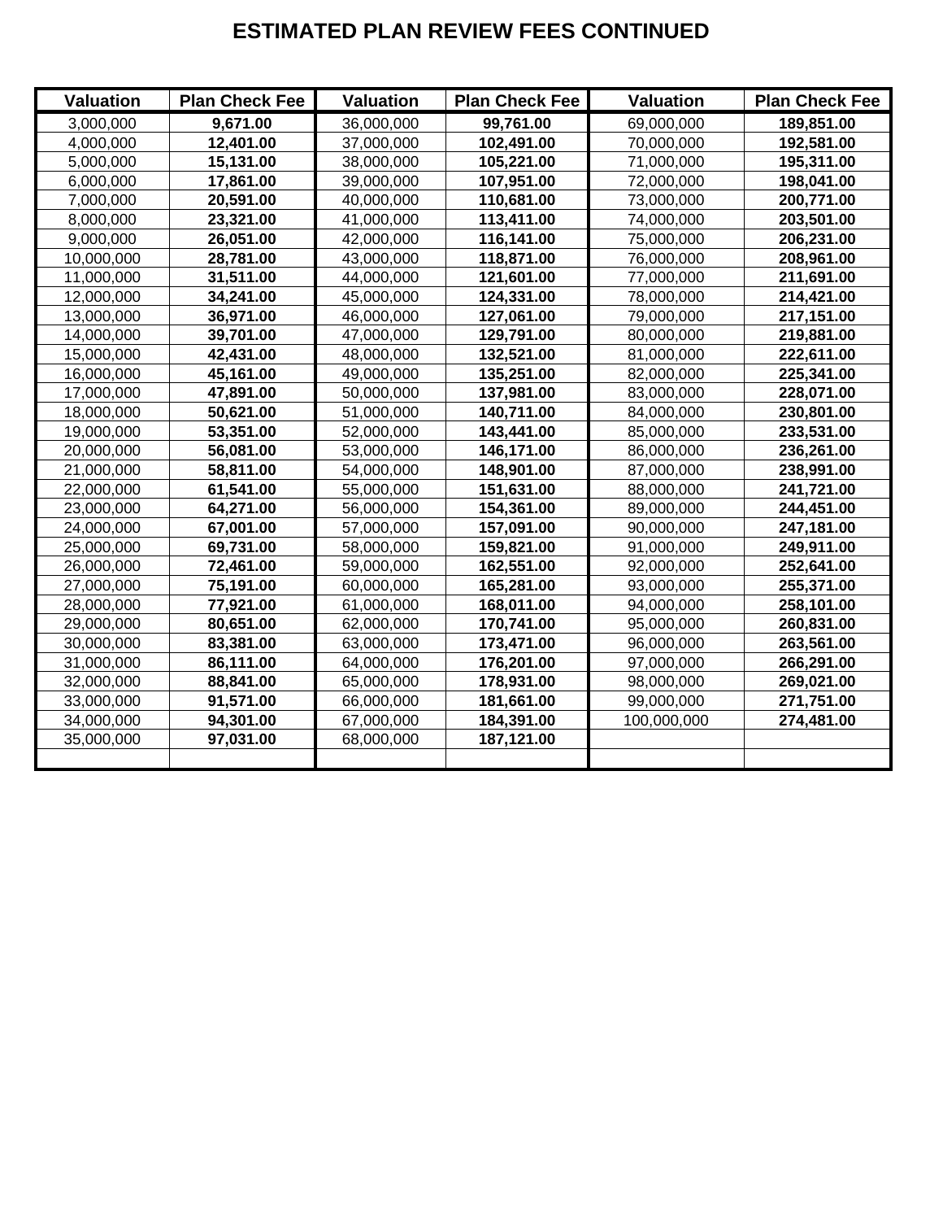# ESTIMATED PLAN REVIEW FEES CONTINUED

| Valuation | Plan Check Fee | Valuation | Plan Check Fee | Valuation | Plan Check Fee |
|---|---|---|---|---|---|
| 3,000,000 | **9,671.00** | 36,000,000 | **99,761.00** | 69,000,000 | **189,851.00** |
| 4,000,000 | **12,401.00** | 37,000,000 | **102,491.00** | 70,000,000 | **192,581.00** |
| 5,000,000 | **15,131.00** | 38,000,000 | **105,221.00** | 71,000,000 | **195,311.00** |
| 6,000,000 | **17,861.00** | 39,000,000 | **107,951.00** | 72,000,000 | **198,041.00** |
| 7,000,000 | **20,591.00** | 40,000,000 | **110,681.00** | 73,000,000 | **200,771.00** |
| 8,000,000 | **23,321.00** | 41,000,000 | **113,411.00** | 74,000,000 | **203,501.00** |
| 9,000,000 | **26,051.00** | 42,000,000 | **116,141.00** | 75,000,000 | **206,231.00** |
| 10,000,000 | **28,781.00** | 43,000,000 | **118,871.00** | 76,000,000 | **208,961.00** |
| 11,000,000 | **31,511.00** | 44,000,000 | **121,601.00** | 77,000,000 | **211,691.00** |
| 12,000,000 | **34,241.00** | 45,000,000 | **124,331.00** | 78,000,000 | **214,421.00** |
| 13,000,000 | **36,971.00** | 46,000,000 | **127,061.00** | 79,000,000 | **217,151.00** |
| 14,000,000 | **39,701.00** | 47,000,000 | **129,791.00** | 80,000,000 | **219,881.00** |
| 15,000,000 | **42,431.00** | 48,000,000 | **132,521.00** | 81,000,000 | **222,611.00** |
| 16,000,000 | **45,161.00** | 49,000,000 | **135,251.00** | 82,000,000 | **225,341.00** |
| 17,000,000 | **47,891.00** | 50,000,000 | **137,981.00** | 83,000,000 | **228,071.00** |
| 18,000,000 | **50,621.00** | 51,000,000 | **140,711.00** | 84,000,000 | **230,801.00** |
| 19,000,000 | **53,351.00** | 52,000,000 | **143,441.00** | 85,000,000 | **233,531.00** |
| 20,000,000 | **56,081.00** | 53,000,000 | **146,171.00** | 86,000,000 | **236,261.00** |
| 21,000,000 | **58,811.00** | 54,000,000 | **148,901.00** | 87,000,000 | **238,991.00** |
| 22,000,000 | **61,541.00** | 55,000,000 | **151,631.00** | 88,000,000 | **241,721.00** |
| 23,000,000 | **64,271.00** | 56,000,000 | **154,361.00** | 89,000,000 | **244,451.00** |
| 24,000,000 | **67,001.00** | 57,000,000 | **157,091.00** | 90,000,000 | **247,181.00** |
| 25,000,000 | **69,731.00** | 58,000,000 | **159,821.00** | 91,000,000 | **249,911.00** |
| 26,000,000 | **72,461.00** | 59,000,000 | **162,551.00** | 92,000,000 | **252,641.00** |
| 27,000,000 | **75,191.00** | 60,000,000 | **165,281.00** | 93,000,000 | **255,371.00** |
| 28,000,000 | **77,921.00** | 61,000,000 | **168,011.00** | 94,000,000 | **258,101.00** |
| 29,000,000 | **80,651.00** | 62,000,000 | **170,741.00** | 95,000,000 | **260,831.00** |
| 30,000,000 | **83,381.00** | 63,000,000 | **173,471.00** | 96,000,000 | **263,561.00** |
| 31,000,000 | **86,111.00** | 64,000,000 | **176,201.00** | 97,000,000 | **266,291.00** |
| 32,000,000 | **88,841.00** | 65,000,000 | **178,931.00** | 98,000,000 | **269,021.00** |
| 33,000,000 | **91,571.00** | 66,000,000 | **181,661.00** | 99,000,000 | **271,751.00** |
| 34,000,000 | **94,301.00** | 67,000,000 | **184,391.00** | 100,000,000 | **274,481.00** |
| 35,000,000 | **97,031.00** | 68,000,000 | **187,121.00** | | |